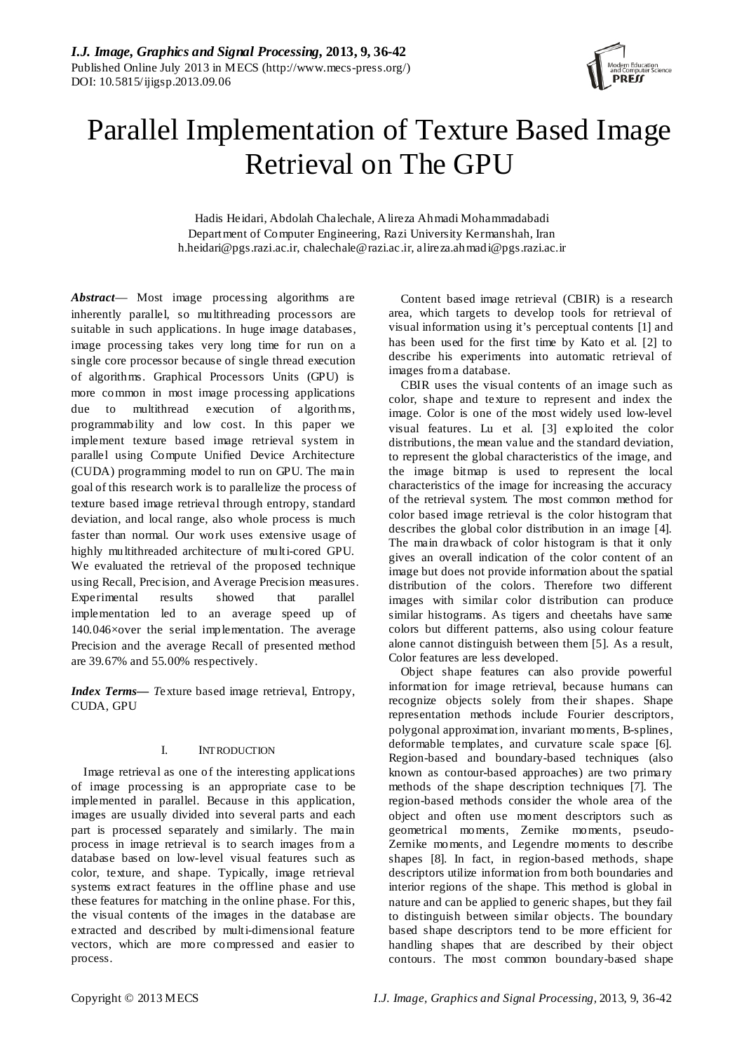# Parallel Implementation of Texture Based Image Retrieval on The GPU

Hadis Heidari, Abdolah Chalechale, Alireza Ahmadi Mohammadabadi
Department of Computer Engineering, Razi University Kermanshah, Iran
h.heidari@pgs.razi.ac.ir, chalechale@razi.ac.ir, alireza.ahmadi@pgs.razi.ac.ir

***Abstract***— Most image processing algorithms are inherently parallel, so multithreading processors are suitable in such applications. In huge image databases, image processing takes very long time for run on a single core processor because of single thread execution of algorithms. Graphical Processors Units (GPU) is more common in most image processing applications due to multithread execution of algorithms, programmability and low cost. In this paper we implement texture based image retrieval system in parallel using Compute Unified Device Architecture (CUDA) programming model to run on GPU. The main goal of this research work is to parallelize the process of texture based image retrieval through entropy, standard deviation, and local range, also whole process is much faster than normal. Our work uses extensive usage of highly multithreaded architecture of multi-cored GPU. We evaluated the retrieval of the proposed technique using Recall, Precision, and Average Precision measures. Experimental results showed that parallel implementation led to an average speed up of 140.046×over the serial implementation. The average Precision and the average Recall of presented method are 39.67% and 55.00% respectively.

***Index Terms***— *T*exture based image retrieval, Entropy, CUDA, GPU

## I. INTRODUCTION

Image retrieval as one of the interesting applications of image processing is an appropriate case to be implemented in parallel. Because in this application, images are usually divided into several parts and each part is processed separately and similarly. The main process in image retrieval is to search images from a database based on low-level visual features such as color, texture, and shape. Typically, image retrieval systems extract features in the offline phase and use these features for matching in the online phase. For this, the visual contents of the images in the database are extracted and described by multi-dimensional feature vectors, which are more compressed and easier to process.

Content based image retrieval (CBIR) is a research area, which targets to develop tools for retrieval of visual information using it's perceptual contents [1] and has been used for the first time by Kato et al. [2] to describe his experiments into automatic retrieval of images from a database.

CBIR uses the visual contents of an image such as color, shape and texture to represent and index the image. Color is one of the most widely used low-level visual features. Lu et al. [3] exploited the color distributions, the mean value and the standard deviation, to represent the global characteristics of the image, and the image bitmap is used to represent the local characteristics of the image for increasing the accuracy of the retrieval system. The most common method for color based image retrieval is the color histogram that describes the global color distribution in an image [4]. The main drawback of color histogram is that it only gives an overall indication of the color content of an image but does not provide information about the spatial distribution of the colors. Therefore two different images with similar color distribution can produce similar histograms. As tigers and cheetahs have same colors but different patterns, also using colour feature alone cannot distinguish between them [5]. As a result, Color features are less developed.

Object shape features can also provide powerful information for image retrieval, because humans can recognize objects solely from their shapes. Shape representation methods include Fourier descriptors, polygonal approximation, invariant moments, B-splines, deformable templates, and curvature scale space [6]. Region-based and boundary-based techniques (also known as contour-based approaches) are two primary methods of the shape description techniques [7]. The region-based methods consider the whole area of the object and often use moment descriptors such as geometrical moments, Zernike moments, pseudo-Zernike moments, and Legendre moments to describe shapes [8]. In fact, in region-based methods, shape descriptors utilize information from both boundaries and interior regions of the shape. This method is global in nature and can be applied to generic shapes, but they fail to distinguish between similar objects. The boundary based shape descriptors tend to be more efficient for handling shapes that are described by their object contours. The most common boundary-based shape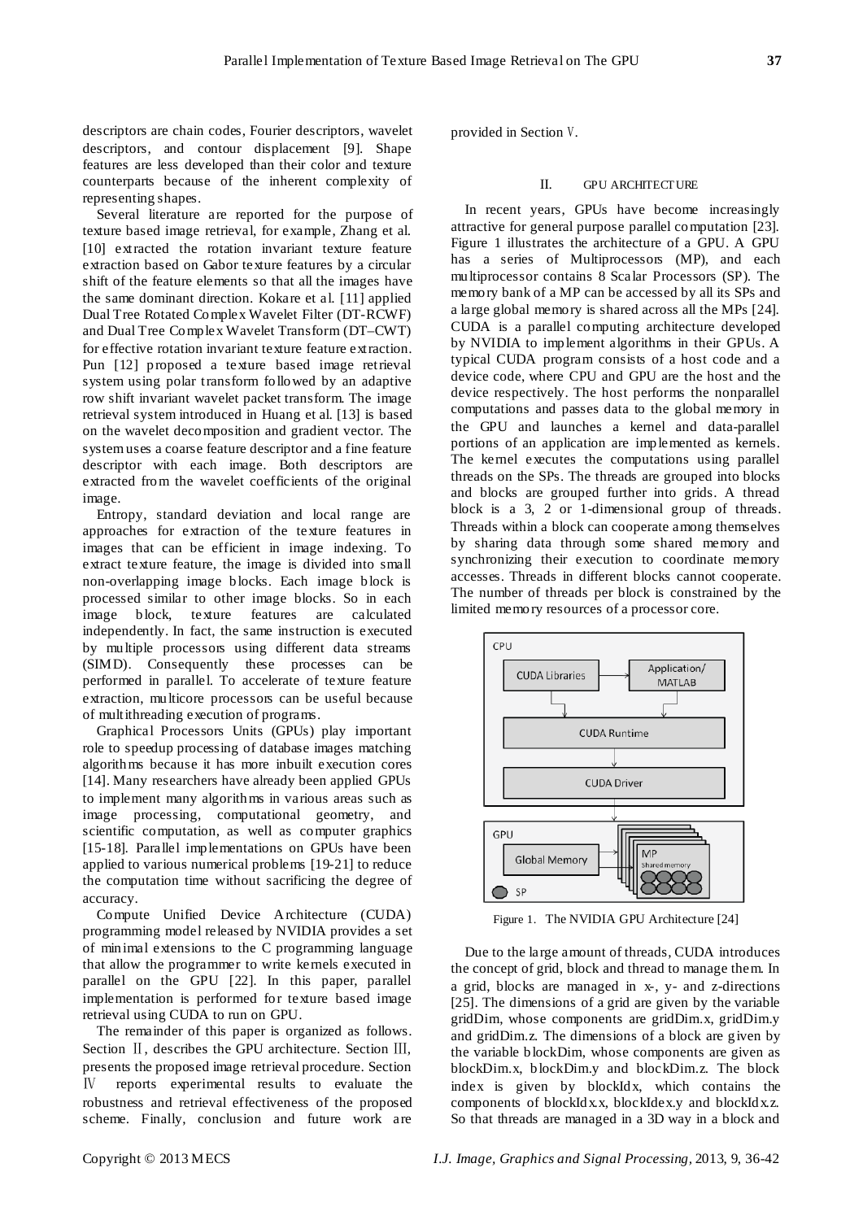descriptors are chain codes, Fourier descriptors, wavelet descriptors, and contour displacement [9]. Shape features are less developed than their color and texture counterparts because of the inherent complexity of representing shapes.

Several literature are reported for the purpose of texture based image retrieval, for example, Zhang et al. [10] extracted the rotation invariant texture feature extraction based on Gabor texture features by a circular shift of the feature elements so that all the images have the same dominant direction. Kokare et al. [11] applied Dual Tree Rotated Complex Wavelet Filter (DT-RCWF) and Dual Tree Complex Wavelet Transform (DT–CWT) for effective rotation invariant texture feature extraction. Pun [12] proposed a texture based image retrieval system using polar transform followed by an adaptive row shift invariant wavelet packet transform. The image retrieval system introduced in Huang et al. [13] is based on the wavelet decomposition and gradient vector. The system uses a coarse feature descriptor and a fine feature descriptor with each image. Both descriptors are extracted from the wavelet coefficients of the original image.

Entropy, standard deviation and local range are approaches for extraction of the texture features in images that can be efficient in image indexing. To extract texture feature, the image is divided into small non-overlapping image blocks. Each image block is processed similar to other image blocks. So in each image block, texture features are calculated independently. In fact, the same instruction is executed by multiple processors using different data streams (SIMD). Consequently these processes can be performed in parallel. To accelerate of texture feature extraction, multicore processors can be useful because of multithreading execution of programs.

Graphical Processors Units (GPUs) play important role to speedup processing of database images matching algorithms because it has more inbuilt execution cores [14]. Many researchers have already been applied GPUs to implement many algorithms in various areas such as image processing, computational geometry, and scientific computation, as well as computer graphics [15-18]. Parallel implementations on GPUs have been applied to various numerical problems [19-21] to reduce the computation time without sacrificing the degree of accuracy.

Compute Unified Device Architecture (CUDA) programming model released by NVIDIA provides a set of minimal extensions to the C programming language that allow the programmer to write kernels executed in parallel on the GPU [22]. In this paper, parallel implementation is performed for texture based image retrieval using CUDA to run on GPU.

The remainder of this paper is organized as follows. Section Ⅱ, describes the GPU architecture. Section Ⅲ, presents the proposed image retrieval procedure. Section Ⅳ reports experimental results to evaluate the robustness and retrieval effectiveness of the proposed scheme. Finally, conclusion and future work are provided in Section Ⅴ.

## II. GPU ARCHITECTURE

In recent years, GPUs have become increasingly attractive for general purpose parallel computation [23]. Figure 1 illustrates the architecture of a GPU. A GPU has a series of Multiprocessors (MP), and each multiprocessor contains 8 Scalar Processors (SP). The memory bank of a MP can be accessed by all its SPs and a large global memory is shared across all the MPs [24]. CUDA is a parallel computing architecture developed by NVIDIA to implement algorithms in their GPUs. A typical CUDA program consists of a host code and a device code, where CPU and GPU are the host and the device respectively. The host performs the nonparallel computations and passes data to the global memory in the GPU and launches a kernel and data-parallel portions of an application are implemented as kernels. The kernel executes the computations using parallel threads on the SPs. The threads are grouped into blocks and blocks are grouped further into grids. A thread block is a 3, 2 or 1-dimensional group of threads. Threads within a block can cooperate among themselves by sharing data through some shared memory and synchronizing their execution to coordinate memory accesses. Threads in different blocks cannot cooperate. The number of threads per block is constrained by the limited memory resources of a processor core.

Figure 1. The NVIDIA GPU Architecture [24]

Due to the large amount of threads, CUDA introduces the concept of grid, block and thread to manage them. In a grid, blocks are managed in x-, y- and z-directions [25]. The dimensions of a grid are given by the variable gridDim, whose components are gridDim.x, gridDim.y and gridDim.z. The dimensions of a block are given by the variable blockDim, whose components are given as blockDim.x, blockDim.y and blockDim.z. The block index is given by blockIdx, which contains the components of blockIdx.x, blockIdex.y and blockIdx.z. So that threads are managed in a 3D way in a block and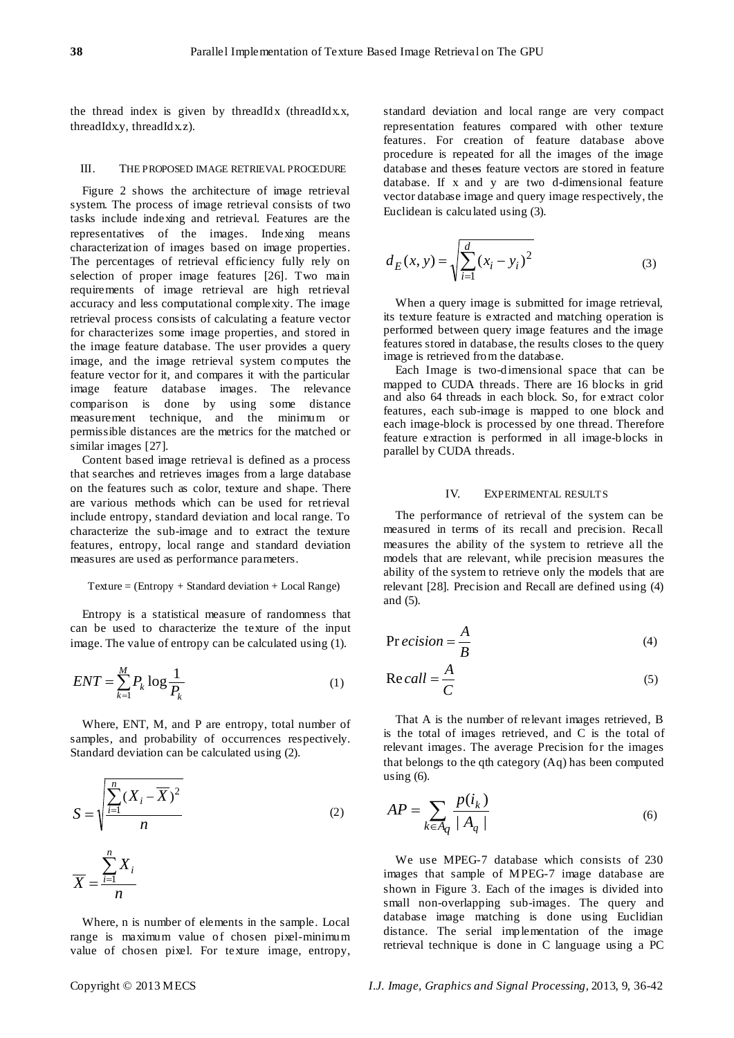the thread index is given by threadIdx (threadIdx.x, threadIdx.y, threadIdx.z).

## III. THE PROPOSED IMAGE RETRIEVAL PROCEDURE

Figure 2 shows the architecture of image retrieval system. The process of image retrieval consists of two tasks include indexing and retrieval. Features are the representatives of the images. Indexing means characterization of images based on image properties. The percentages of retrieval efficiency fully rely on selection of proper image features [26]. Two main requirements of image retrieval are high retrieval accuracy and less computational complexity. The image retrieval process consists of calculating a feature vector for characterizes some image properties, and stored in the image feature database. The user provides a query image, and the image retrieval system computes the feature vector for it, and compares it with the particular image feature database images. The relevance comparison is done by using some distance measurement technique, and the minimum or permissible distances are the metrics for the matched or similar images [27].

Content based image retrieval is defined as a process that searches and retrieves images from a large database on the features such as color, texture and shape. There are various methods which can be used for retrieval include entropy, standard deviation and local range. To characterize the sub-image and to extract the texture features, entropy, local range and standard deviation measures are used as performance parameters.

Texture = (Entropy + Standard deviation + Local Range)

Entropy is a statistical measure of randomness that can be used to characterize the texture of the input image. The value of entropy can be calculated using (1).

$$ENT = \sum_{k=1}^{M} P_k \log \frac{1}{P_k} \tag{1}$$

Where, ENT, M, and P are entropy, total number of samples, and probability of occurrences respectively. Standard deviation can be calculated using (2).

$$S = \sqrt{\frac{\sum_{i=1}^{n} (X_i - \overline{X})^2}{n}} \tag{2}$$

$$\overline{X} = \frac{\sum_{i=1}^{n} X_i}{n}$$

Where, n is number of elements in the sample. Local range is maximum value of chosen pixel-minimum value of chosen pixel. For texture image, entropy, standard deviation and local range are very compact representation features compared with other texture features. For creation of feature database above procedure is repeated for all the images of the image database and theses feature vectors are stored in feature database. If x and y are two d-dimensional feature vector database image and query image respectively, the Euclidean is calculated using (3).

$$d_E(x, y) = \sqrt{\sum_{i=1}^{d} (x_i - y_i)^2} \tag{3}$$

When a query image is submitted for image retrieval, its texture feature is extracted and matching operation is performed between query image features and the image features stored in database, the results closes to the query image is retrieved from the database.

Each Image is two-dimensional space that can be mapped to CUDA threads. There are 16 blocks in grid and also 64 threads in each block. So, for extract color features, each sub-image is mapped to one block and each image-block is processed by one thread. Therefore feature extraction is performed in all image-blocks in parallel by CUDA threads.

## IV. EXPERIMENTAL RESULTS

The performance of retrieval of the system can be measured in terms of its recall and precision. Recall measures the ability of the system to retrieve all the models that are relevant, while precision measures the ability of the system to retrieve only the models that are relevant [28]. Precision and Recall are defined using (4) and (5).

$$\mathrm{Precision} = \frac{A}{B} \tag{4}$$

$$\mathrm{Recall} = \frac{A}{C} \tag{5}$$

That A is the number of relevant images retrieved, B is the total of images retrieved, and C is the total of relevant images. The average Precision for the images that belongs to the qth category (Aq) has been computed using (6).

$$AP = \sum_{k \in A_q} \frac{p(i_k)}{|A_q|} \tag{6}$$

We use MPEG-7 database which consists of 230 images that sample of MPEG-7 image database are shown in Figure 3. Each of the images is divided into small non-overlapping sub-images. The query and database image matching is done using Euclidian distance. The serial implementation of the image retrieval technique is done in C language using a PC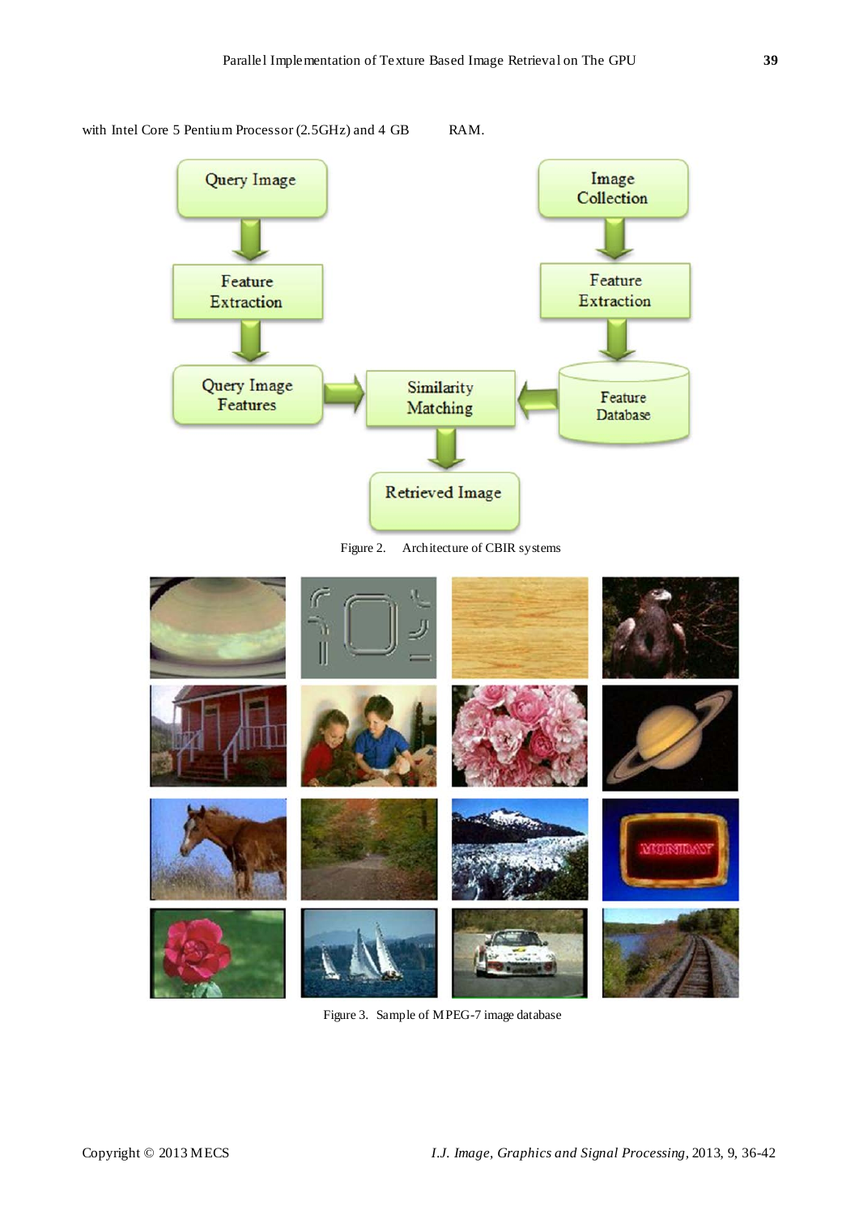with Intel Core 5 Pentium Processor (2.5GHz) and 4 GB RAM.

Figure 2. Architecture of CBIR systems

Figure 3. Sample of MPEG-7 image database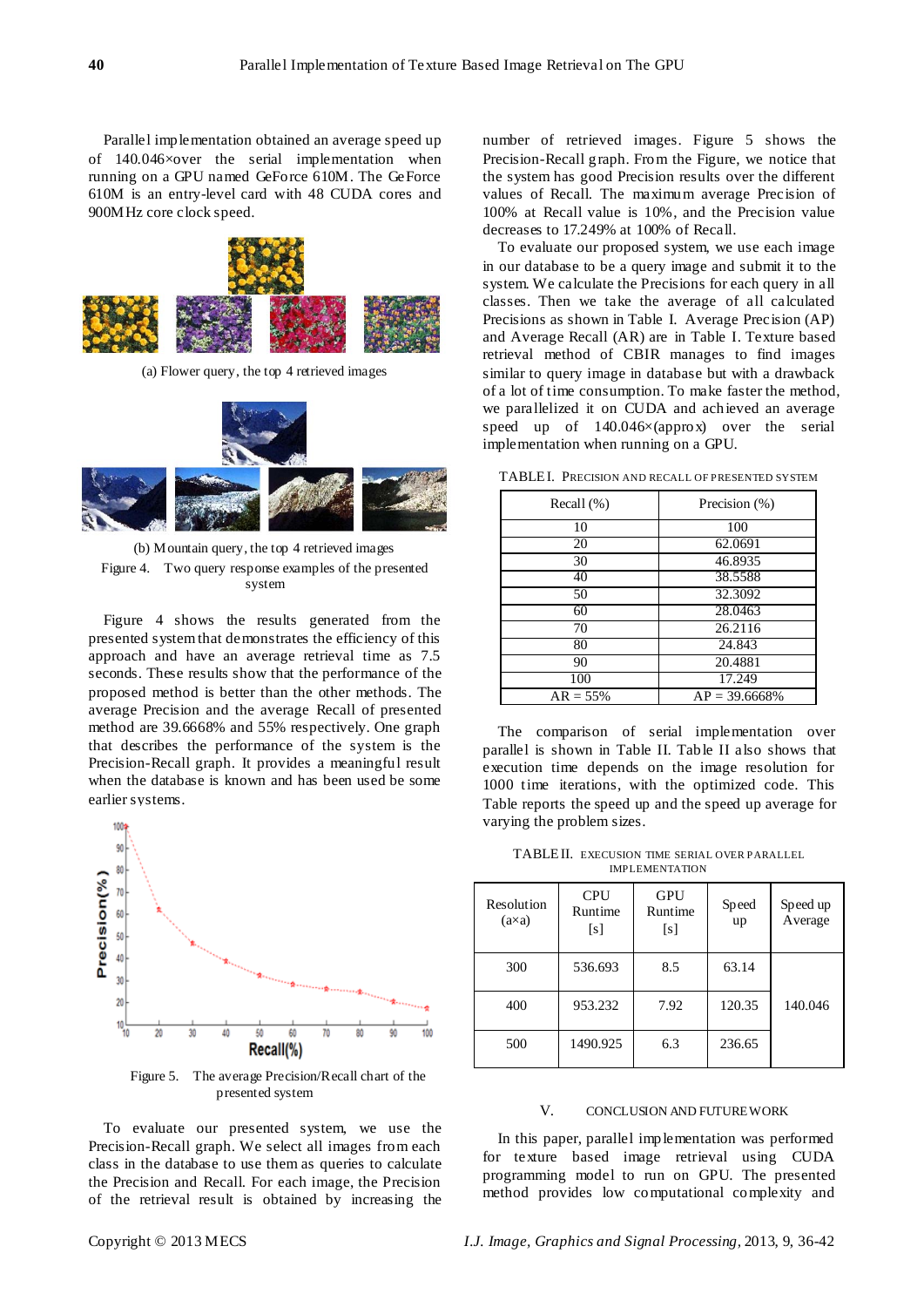Parallel implementation obtained an average speed up of 140.046×over the serial implementation when running on a GPU named GeForce 610M. The GeForce 610M is an entry-level card with 48 CUDA cores and 900MHz core clock speed.

(a) Flower query, the top 4 retrieved images

(b) Mountain query, the top 4 retrieved images

Figure 4. Two query response examples of the presented system

Figure 4 shows the results generated from the presented system that demonstrates the efficiency of this approach and have an average retrieval time as 7.5 seconds. These results show that the performance of the proposed method is better than the other methods. The average Precision and the average Recall of presented method are 39.6668% and 55% respectively. One graph that describes the performance of the system is the Precision-Recall graph. It provides a meaningful result when the database is known and has been used be some earlier systems.

Figure 5. The average Precision/Recall chart of the presented system

To evaluate our presented system, we use the Precision-Recall graph. We select all images from each class in the database to use them as queries to calculate the Precision and Recall. For each image, the Precision of the retrieval result is obtained by increasing the number of retrieved images. Figure 5 shows the Precision-Recall graph. From the Figure, we notice that the system has good Precision results over the different values of Recall. The maximum average Precision of 100% at Recall value is 10%, and the Precision value decreases to 17.249% at 100% of Recall.

To evaluate our proposed system, we use each image in our database to be a query image and submit it to the system. We calculate the Precisions for each query in all classes. Then we take the average of all calculated Precisions as shown in Table I. Average Precision (AP) and Average Recall (AR) are in Table I. Texture based retrieval method of CBIR manages to find images similar to query image in database but with a drawback of a lot of time consumption. To make faster the method, we parallelized it on CUDA and achieved an average speed up of 140.046×(approx) over the serial implementation when running on a GPU.

TABLE I. PRECISION AND RECALL OF PRESENTED SYSTEM

| Recall (%) | Precision (%) |
|---|---|
| 10 | 100 |
| 20 | 62.0691 |
| 30 | 46.8935 |
| 40 | 38.5588 |
| 50 | 32.3092 |
| 60 | 28.0463 |
| 70 | 26.2116 |
| 80 | 24.843 |
| 90 | 20.4881 |
| 100 | 17.249 |
| AR = 55% | AP = 39.6668% |

The comparison of serial implementation over parallel is shown in Table II. Table II also shows that execution time depends on the image resolution for 1000 time iterations, with the optimized code. This Table reports the speed up and the speed up average for varying the problem sizes.

TABLE II. EXECUSION TIME SERIAL OVER PARALLEL IMPLEMENTATION

| Resolution (a×a) | CPU Runtime [s] | GPU Runtime [s] | Speed up | Speed up Average |
|---|---|---|---|---|
| 300 | 536.693 | 8.5 | 63.14 | 140.046 |
| 400 | 953.232 | 7.92 | 120.35 | |
| 500 | 1490.925 | 6.3 | 236.65 | |

## V. CONCLUSION AND FUTURE WORK

In this paper, parallel implementation was performed for texture based image retrieval using CUDA programming model to run on GPU. The presented method provides low computational complexity and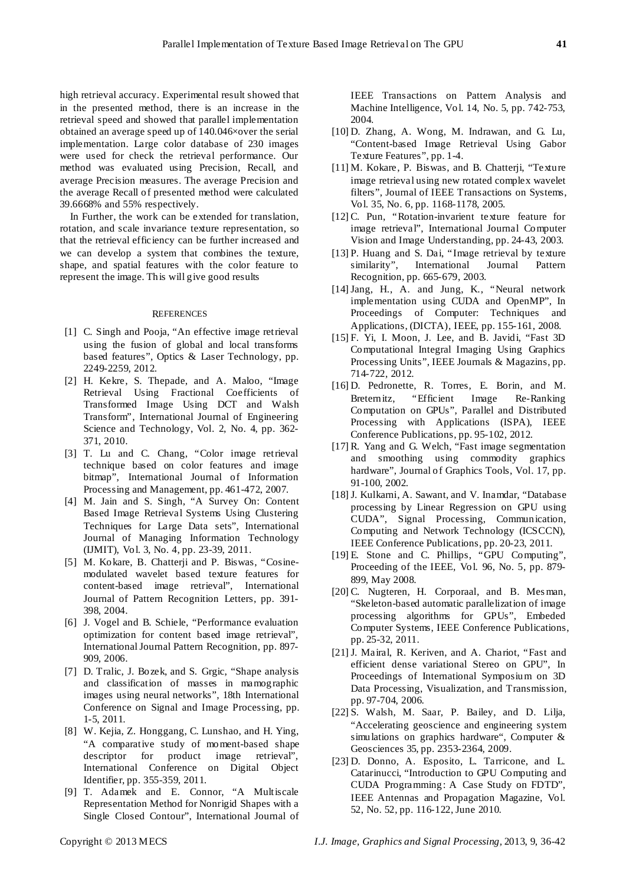high retrieval accuracy. Experimental result showed that in the presented method, there is an increase in the retrieval speed and showed that parallel implementation obtained an average speed up of 140.046×over the serial implementation. Large color database of 230 images were used for check the retrieval performance. Our method was evaluated using Precision, Recall, and average Precision measures. The average Precision and the average Recall of presented method were calculated 39.6668% and 55% respectively.

In Further, the work can be extended for translation, rotation, and scale invariance texture representation, so that the retrieval efficiency can be further increased and we can develop a system that combines the texture, shape, and spatial features with the color feature to represent the image. This will give good results

## REFERENCES

[1] C. Singh and Pooja, “An effective image retrieval using the fusion of global and local transforms based features”, Optics & Laser Technology, pp. 2249-2259, 2012.

[2] H. Kekre, S. Thepade, and A. Maloo, “Image Retrieval Using Fractional Coefficients of Transformed Image Using DCT and Walsh Transform”, International Journal of Engineering Science and Technology, Vol. 2, No. 4, pp. 362-371, 2010.

[3] T. Lu and C. Chang, “Color image retrieval technique based on color features and image bitmap”, International Journal of Information Processing and Management, pp. 461-472, 2007.

[4] M. Jain and S. Singh, “A Survey On: Content Based Image Retrieval Systems Using Clustering Techniques for Large Data sets”, International Journal of Managing Information Technology (IJMIT), Vol. 3, No. 4, pp. 23-39, 2011.

[5] M. Kokare, B. Chatterji and P. Biswas, “Cosine-modulated wavelet based texture features for content-based image retrieval”, International Journal of Pattern Recognition Letters, pp. 391-398, 2004.

[6] J. Vogel and B. Schiele, “Performance evaluation optimization for content based image retrieval”, International Journal Pattern Recognition, pp. 897-909, 2006.

[7] D. Tralic, J. Bozek, and S. Grgic, “Shape analysis and classification of masses in mamographic images using neural networks”, 18th International Conference on Signal and Image Processing, pp. 1-5, 2011.

[8] W. Kejia, Z. Honggang, C. Lunshao, and H. Ying, “A comparative study of moment-based shape descriptor for product image retrieval”, International Conference on Digital Object Identifier, pp. 355-359, 2011.

[9] T. Adamek and E. Connor, “A Multiscale Representation Method for Nonrigid Shapes with a Single Closed Contour”, International Journal of IEEE Transactions on Pattern Analysis and Machine Intelligence, Vol. 14, No. 5, pp. 742-753, 2004.

[10] D. Zhang, A. Wong, M. Indrawan, and G. Lu, “Content-based Image Retrieval Using Gabor Texture Features”, pp. 1-4.

[11] M. Kokare, P. Biswas, and B. Chatterji, “Texture image retrieval using new rotated complex wavelet filters”, Journal of IEEE Transactions on Systems, Vol. 35, No. 6, pp. 1168-1178, 2005.

[12] C. Pun, “Rotation-invarient texture feature for image retrieval”, International Journal Computer Vision and Image Understanding, pp. 24-43, 2003.

[13] P. Huang and S. Dai, “Image retrieval by texture similarity”, International Journal Pattern Recognition, pp. 665-679, 2003.

[14] Jang, H., A. and Jung, K., “Neural network implementation using CUDA and OpenMP”, In Proceedings of Computer: Techniques and Applications, (DICTA), IEEE, pp. 155-161, 2008.

[15] F. Yi, I. Moon, J. Lee, and B. Javidi, “Fast 3D Computational Integral Imaging Using Graphics Processing Units”, IEEE Journals & Magazins, pp. 714-722, 2012.

[16] D. Pedronette, R. Torres, E. Borin, and M. Breternitz, “Efficient Image Re-Ranking Computation on GPUs”, Parallel and Distributed Processing with Applications (ISPA), IEEE Conference Publications, pp. 95-102, 2012.

[17] R. Yang and G. Welch, “Fast image segmentation and smoothing using commodity graphics hardware”, Journal of Graphics Tools, Vol. 17, pp. 91-100, 2002.

[18] J. Kulkarni, A. Sawant, and V. Inamdar, “Database processing by Linear Regression on GPU using CUDA”, Signal Processing, Communication, Computing and Network Technology (ICSCCN), IEEE Conference Publications, pp. 20-23, 2011.

[19] E. Stone and C. Phillips, “GPU Computing”, Proceeding of the IEEE, Vol. 96, No. 5, pp. 879-899, May 2008.

[20] C. Nugteren, H. Corporaal, and B. Mesman, “Skeleton-based automatic parallelization of image processing algorithms for GPUs”, Embeded Computer Systems, IEEE Conference Publications, pp. 25-32, 2011.

[21] J. Mairal, R. Keriven, and A. Chariot, “Fast and efficient dense variational Stereo on GPU”, In Proceedings of International Symposium on 3D Data Processing, Visualization, and Transmission, pp. 97-704, 2006.

[22] S. Walsh, M. Saar, P. Bailey, and D. Lilja, “Accelerating geoscience and engineering system simulations on graphics hardware“, Computer & Geosciences 35, pp. 2353-2364, 2009.

[23] D. Donno, A. Esposito, L. Tarricone, and L. Catarinucci, “Introduction to GPU Computing and CUDA Programming: A Case Study on FDTD”, IEEE Antennas and Propagation Magazine, Vol. 52, No. 52, pp. 116-122, June 2010.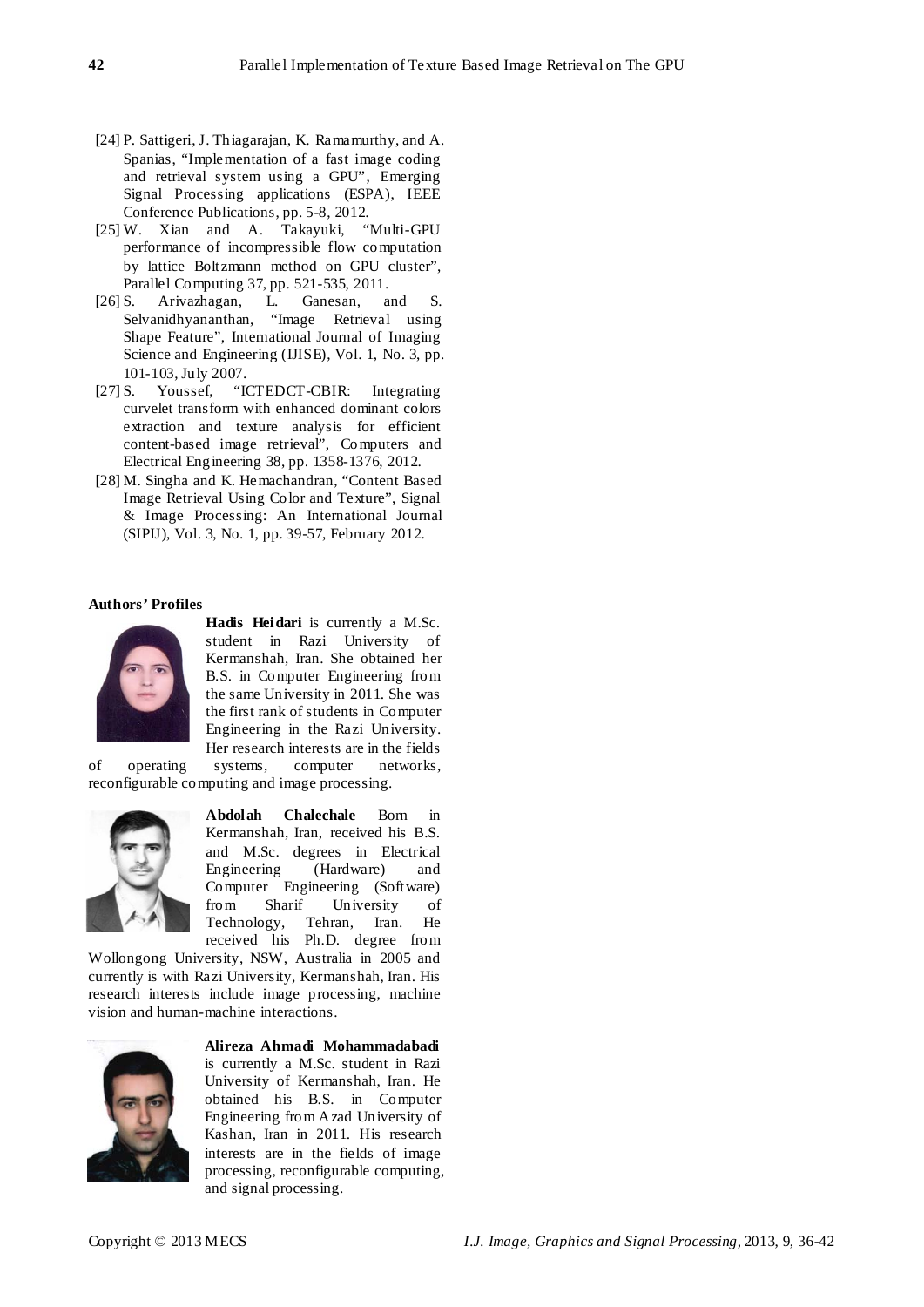[24] P. Sattigeri, J. Thiagarajan, K. Ramamurthy, and A. Spanias, "Implementation of a fast image coding and retrieval system using a GPU", Emerging Signal Processing applications (ESPA), IEEE Conference Publications, pp. 5-8, 2012.

[25] W. Xian and A. Takayuki, "Multi-GPU performance of incompressible flow computation by lattice Boltzmann method on GPU cluster", Parallel Computing 37, pp. 521-535, 2011.

[26] S. Arivazhagan, L. Ganesan, and S. Selvanidhyananthan, "Image Retrieval using Shape Feature", International Journal of Imaging Science and Engineering (IJISE), Vol. 1, No. 3, pp. 101-103, July 2007.

[27] S. Youssef, "ICTEDCT-CBIR: Integrating curvelet transform with enhanced dominant colors extraction and texture analysis for efficient content-based image retrieval", Computers and Electrical Engineering 38, pp. 1358-1376, 2012.

[28] M. Singha and K. Hemachandran, "Content Based Image Retrieval Using Color and Texture", Signal & Image Processing: An International Journal (SIPIJ), Vol. 3, No. 1, pp. 39-57, February 2012.

**Authors' Profiles**

**Hadis Heidari** is currently a M.Sc. student in Razi University of Kermanshah, Iran. She obtained her B.S. in Computer Engineering from the same University in 2011. She was the first rank of students in Computer Engineering in the Razi University. Her research interests are in the fields of operating systems, computer networks, reconfigurable computing and image processing.

**Abdolah Chalechale** Born in Kermanshah, Iran, received his B.S. and M.Sc. degrees in Electrical Engineering (Hardware) and Computer Engineering (Software) from Sharif University of Technology, Tehran, Iran. He received his Ph.D. degree from Wollongong University, NSW, Australia in 2005 and currently is with Razi University, Kermanshah, Iran. His research interests include image processing, machine vision and human-machine interactions.

**Alireza Ahmadi Mohammadabadi** is currently a M.Sc. student in Razi University of Kermanshah, Iran. He obtained his B.S. in Computer Engineering from Azad University of Kashan, Iran in 2011. His research interests are in the fields of image processing, reconfigurable computing, and signal processing.